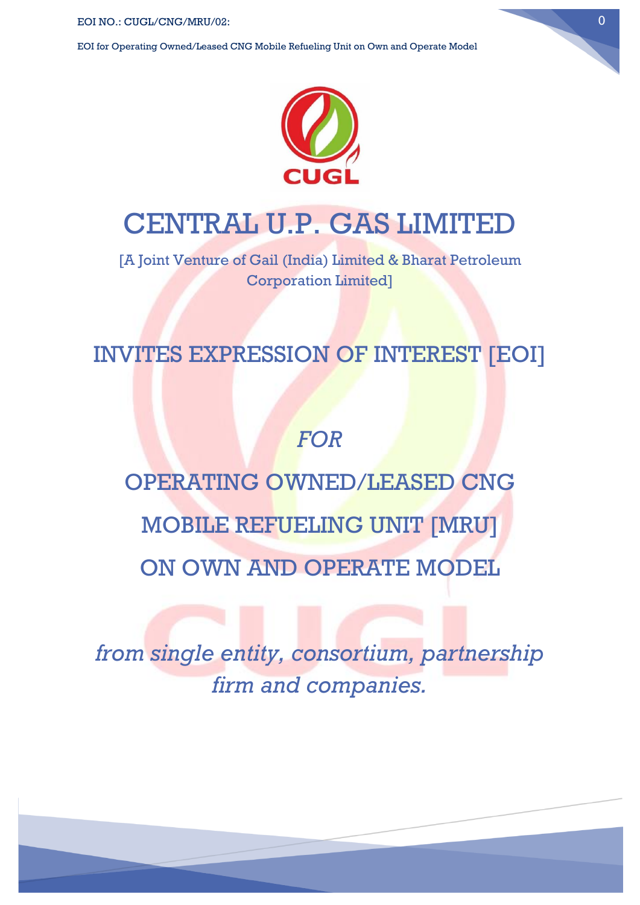# CENTRAL U.P. GAS LIMITED

[A Joint Venture of Gail (India) Limited & Bharat Petroleum Corporation Limited]

## INVITES EXPRESSION OF INTEREST [EOI]

*FOR*

## OPERATING OWNED/LEASED CNG MOBILE REFUELING UNIT [MRU] ON OWN AND OPERATE MODEL

*from single entity, consortium, partnership firm and companies.*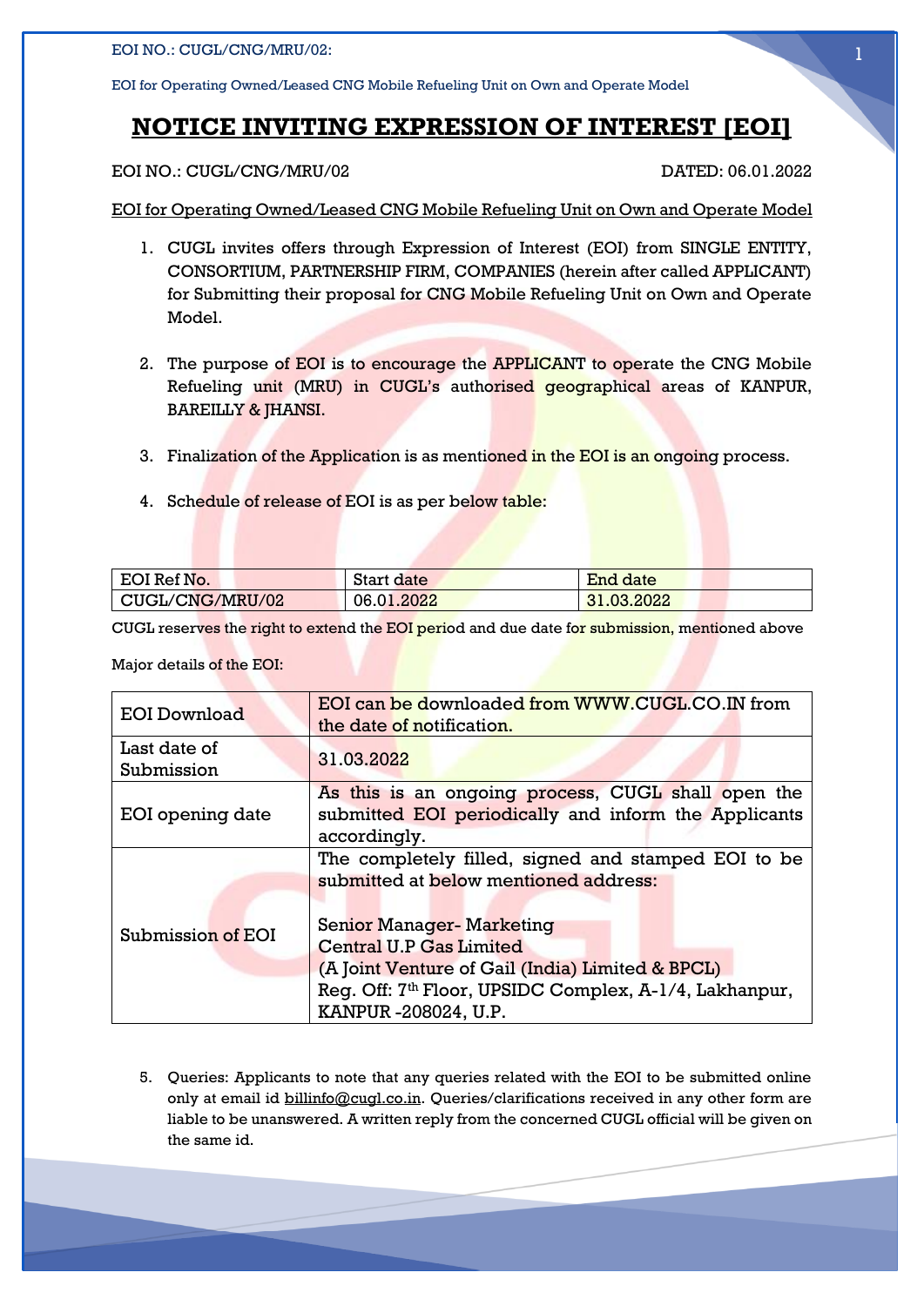# NOTICE INVITING EXPRESSION OF INTEREST [EOI]

EOI NO.: CUGL/CNG/MRU/02 DATED: 06.01.2022

EOI for Operating Owned/Leased CNG Mobile Refueling Unit on Own and Operate Model

1. CUGL invites offers through Expression of Interest (EOI) from SINGLE ENTITY, CONSORTIUM, PARTNERSHIP FIRM, COMPANIES (herein after called APPLICANT) for Submitting their proposal for CNG Mobile Refueling Unit on Own and Operate Model.

2. The purpose of EOI is to encourage the APPLICANT to operate the CNG Mobile Refueling unit (MRU) in CUGL's authorised geographical areas of KANPUR, BAREILLY & JHANSI.

3. Finalization of the Application is as mentioned in the EOI is an ongoing process.

4. Schedule of release of EOI is as per below table:

| EOI Ref No. | Start date | End date |
|---|---|---|
| CUGL/CNG/MRU/02 | 06.01.2022 | 31.03.2022 |

CUGL reserves the right to extend the EOI period and due date for submission, mentioned above

Major details of the EOI:

| | |
|---|---|
| EOI Download | EOI can be downloaded from WWW.CUGL.CO.IN from the date of notification. |
| Last date of Submission | 31.03.2022 |
| EOI opening date | As this is an ongoing process, CUGL shall open the submitted EOI periodically and inform the Applicants accordingly. |
| Submission of EOI | The completely filled, signed and stamped EOI to be submitted at below mentioned address:<br><br>Senior Manager- Marketing<br>Central U.P Gas Limited<br>(A Joint Venture of Gail (India) Limited & BPCL)<br>Reg. Off: 7th Floor, UPSIDC Complex, A-1/4, Lakhanpur, KANPUR -208024, U.P. |

5. Queries: Applicants to note that any queries related with the EOI to be submitted online only at email id billinfo@cugl.co.in. Queries/clarifications received in any other form are liable to be unanswered. A written reply from the concerned CUGL official will be given on the same id.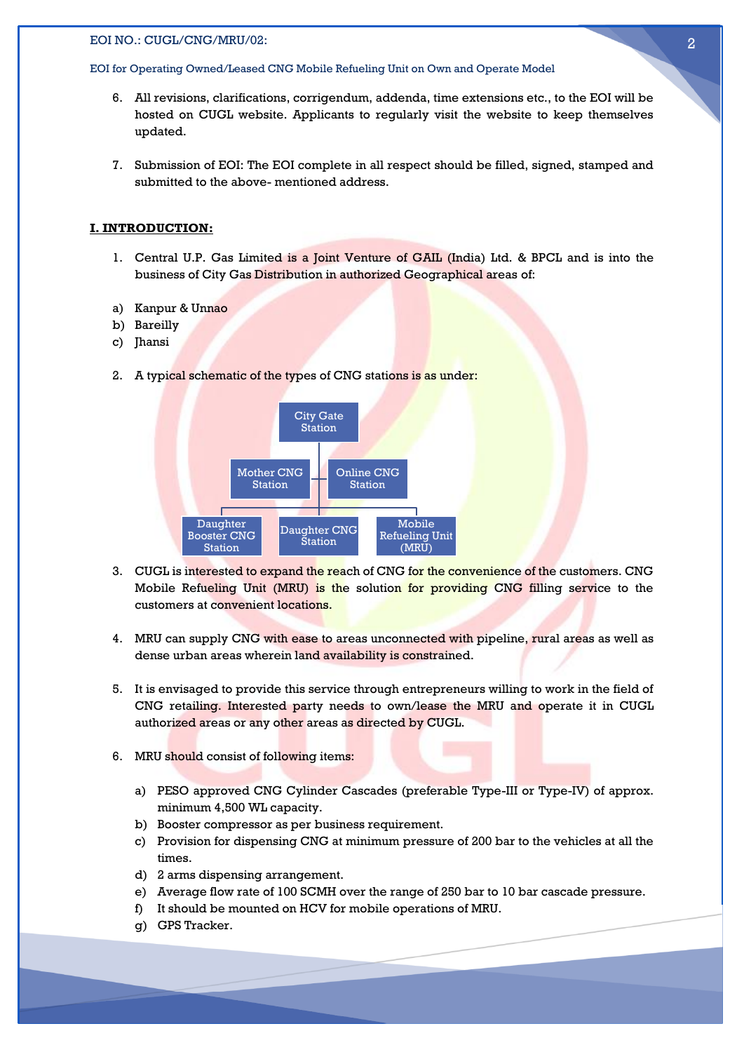6. All revisions, clarifications, corrigendum, addenda, time extensions etc., to the EOI will be hosted on CUGL website. Applicants to regularly visit the website to keep themselves updated.

7. Submission of EOI: The EOI complete in all respect should be filled, signed, stamped and submitted to the above- mentioned address.

## I. INTRODUCTION:

1. Central U.P. Gas Limited is a Joint Venture of GAIL (India) Ltd. & BPCL and is into the business of City Gas Distribution in authorized Geographical areas of:

a) Kanpur & Unnao
b) Bareilly
c) Jhansi

2. A typical schematic of the types of CNG stations is as under:

City Gate Station
- Mother CNG Station
- Online CNG Station
    - Daughter Booster CNG Station
    - Daughter CNG Station
    - Mobile Refueling Unit (MRU)

3. CUGL is interested to expand the reach of CNG for the convenience of the customers. CNG Mobile Refueling Unit (MRU) is the solution for providing CNG filling service to the customers at convenient locations.

4. MRU can supply CNG with ease to areas unconnected with pipeline, rural areas as well as dense urban areas wherein land availability is constrained.

5. It is envisaged to provide this service through entrepreneurs willing to work in the field of CNG retailing. Interested party needs to own/lease the MRU and operate it in CUGL authorized areas or any other areas as directed by CUGL.

6. MRU should consist of following items:

    a) PESO approved CNG Cylinder Cascades (preferable Type-III or Type-IV) of approx. minimum 4,500 WL capacity.
    b) Booster compressor as per business requirement.
    c) Provision for dispensing CNG at minimum pressure of 200 bar to the vehicles at all the times.
    d) 2 arms dispensing arrangement.
    e) Average flow rate of 100 SCMH over the range of 250 bar to 10 bar cascade pressure.
    f) It should be mounted on HCV for mobile operations of MRU.
    g) GPS Tracker.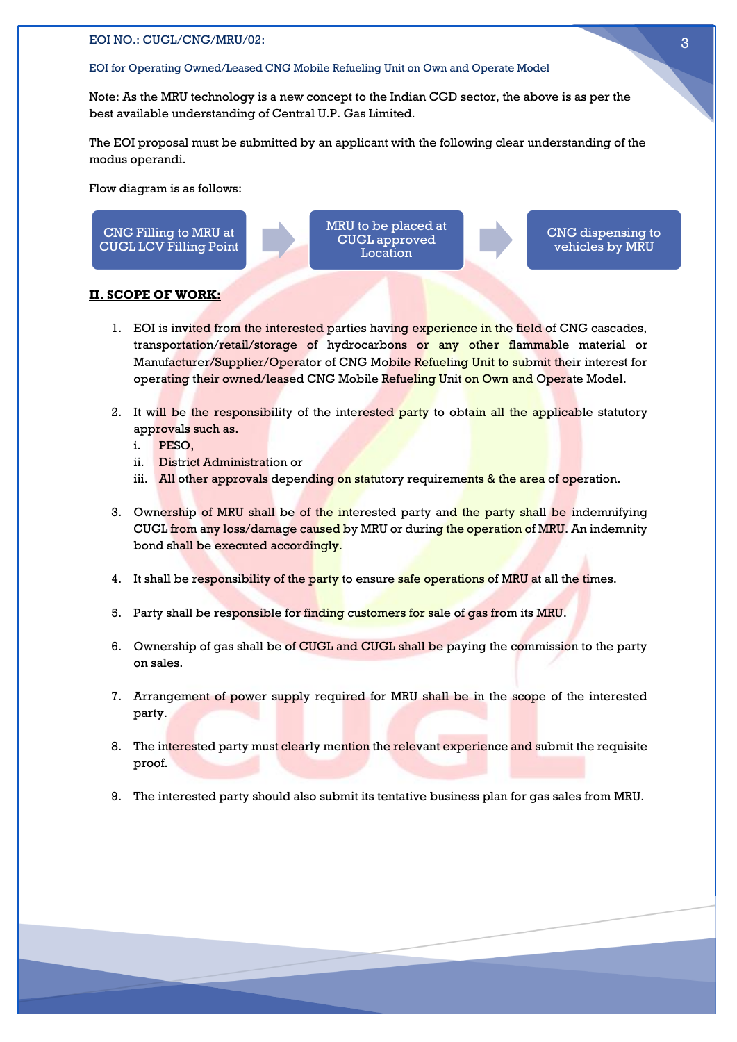Note: As the MRU technology is a new concept to the Indian CGD sector, the above is as per the best available understanding of Central U.P. Gas Limited.

The EOI proposal must be submitted by an applicant with the following clear understanding of the modus operandi.

Flow diagram is as follows:

CNG Filling to MRU at CUGL LCV Filling Point → MRU to be placed at CUGL approved Location → CNG dispensing to vehicles by MRU

## II. SCOPE OF WORK:

1. EOI is invited from the interested parties having experience in the field of CNG cascades, transportation/retail/storage of hydrocarbons or any other flammable material or Manufacturer/Supplier/Operator of CNG Mobile Refueling Unit to submit their interest for operating their owned/leased CNG Mobile Refueling Unit on Own and Operate Model.

2. It will be the responsibility of the interested party to obtain all the applicable statutory approvals such as.
   i. PESO,
   ii. District Administration or
   iii. All other approvals depending on statutory requirements & the area of operation.

3. Ownership of MRU shall be of the interested party and the party shall be indemnifying CUGL from any loss/damage caused by MRU or during the operation of MRU. An indemnity bond shall be executed accordingly.

4. It shall be responsibility of the party to ensure safe operations of MRU at all the times.

5. Party shall be responsible for finding customers for sale of gas from its MRU.

6. Ownership of gas shall be of CUGL and CUGL shall be paying the commission to the party on sales.

7. Arrangement of power supply required for MRU shall be in the scope of the interested party.

8. The interested party must clearly mention the relevant experience and submit the requisite proof.

9. The interested party should also submit its tentative business plan for gas sales from MRU.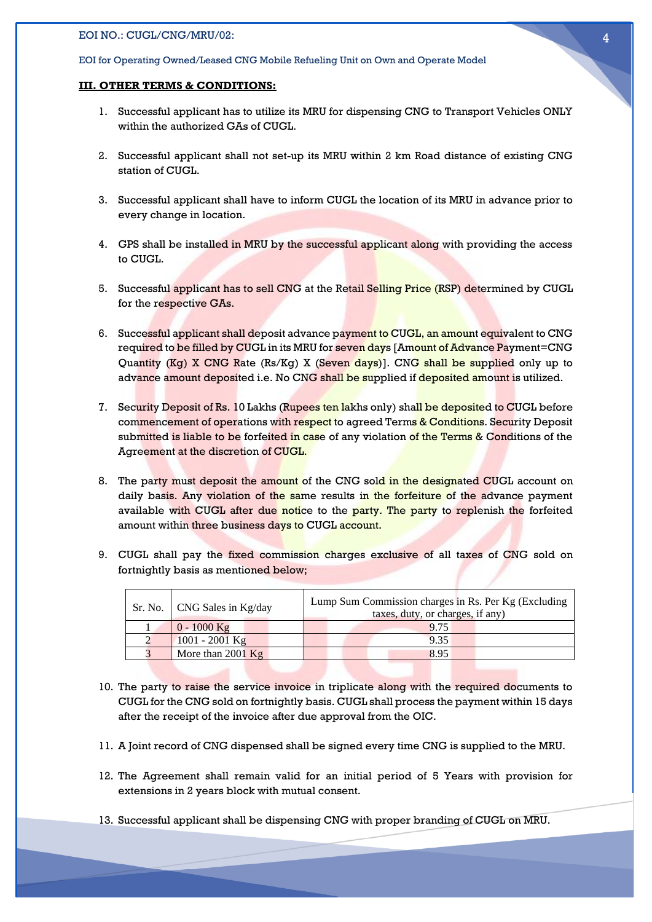**III. OTHER TERMS & CONDITIONS:**

1. Successful applicant has to utilize its MRU for dispensing CNG to Transport Vehicles ONLY within the authorized GAs of CUGL.

2. Successful applicant shall not set-up its MRU within 2 km Road distance of existing CNG station of CUGL.

3. Successful applicant shall have to inform CUGL the location of its MRU in advance prior to every change in location.

4. GPS shall be installed in MRU by the successful applicant along with providing the access to CUGL.

5. Successful applicant has to sell CNG at the Retail Selling Price (RSP) determined by CUGL for the respective GAs.

6. Successful applicant shall deposit advance payment to CUGL, an amount equivalent to CNG required to be filled by CUGL in its MRU for seven days [Amount of Advance Payment=CNG Quantity (Kg) X CNG Rate (Rs/Kg) X (Seven days)]. CNG shall be supplied only up to advance amount deposited i.e. No CNG shall be supplied if deposited amount is utilized.

7. Security Deposit of Rs. 10 Lakhs (Rupees ten lakhs only) shall be deposited to CUGL before commencement of operations with respect to agreed Terms & Conditions. Security Deposit submitted is liable to be forfeited in case of any violation of the Terms & Conditions of the Agreement at the discretion of CUGL.

8. The party must deposit the amount of the CNG sold in the designated CUGL account on daily basis. Any violation of the same results in the forfeiture of the advance payment available with CUGL after due notice to the party. The party to replenish the forfeited amount within three business days to CUGL account.

9. CUGL shall pay the fixed commission charges exclusive of all taxes of CNG sold on fortnightly basis as mentioned below;

| Sr. No. | CNG Sales in Kg/day | Lump Sum Commission charges in Rs. Per Kg (Excluding taxes, duty, or charges, if any) |
|---|---|---|
| 1 | 0 - 1000 Kg | 9.75 |
| 2 | 1001 - 2001 Kg | 9.35 |
| 3 | More than 2001 Kg | 8.95 |

10. The party to raise the service invoice in triplicate along with the required documents to CUGL for the CNG sold on fortnightly basis. CUGL shall process the payment within 15 days after the receipt of the invoice after due approval from the OIC.

11. A Joint record of CNG dispensed shall be signed every time CNG is supplied to the MRU.

12. The Agreement shall remain valid for an initial period of 5 Years with provision for extensions in 2 years block with mutual consent.

13. Successful applicant shall be dispensing CNG with proper branding of CUGL on MRU.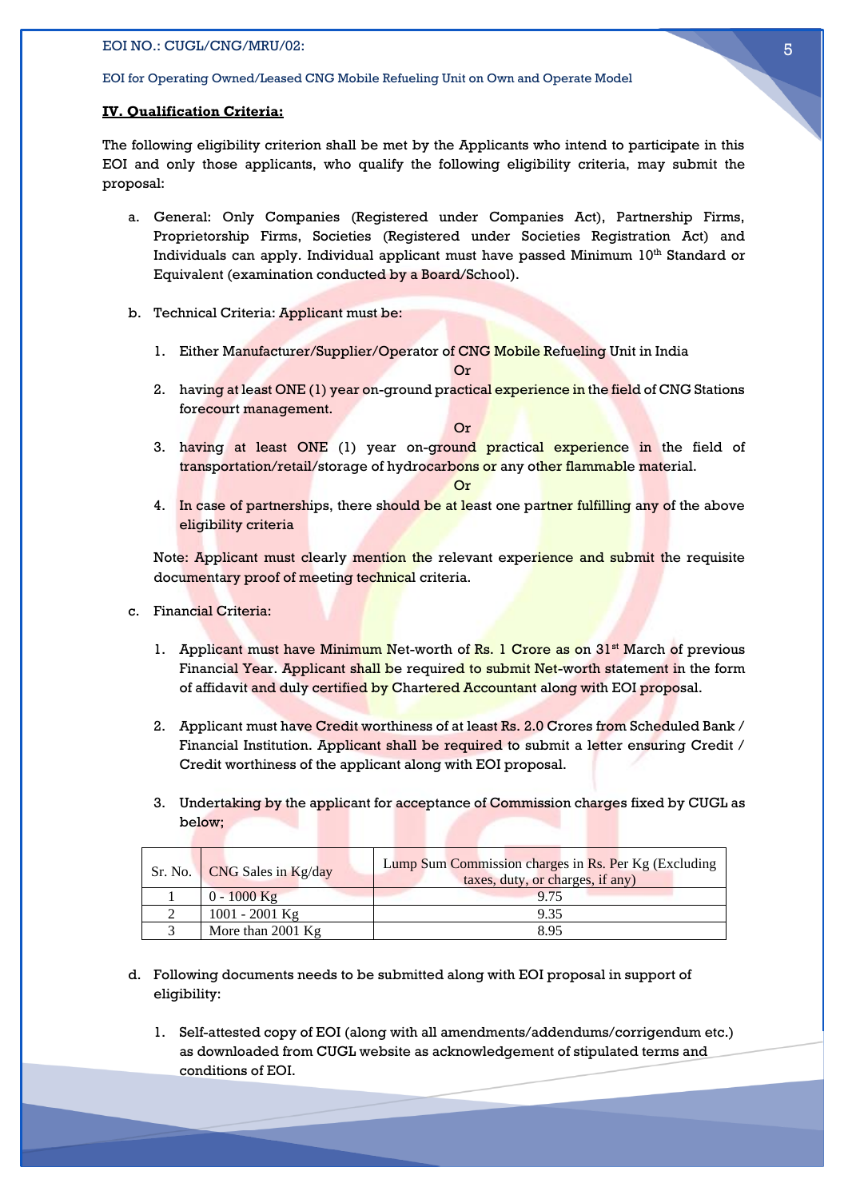## IV. Qualification Criteria:

The following eligibility criterion shall be met by the Applicants who intend to participate in this EOI and only those applicants, who qualify the following eligibility criteria, may submit the proposal:

a. General: Only Companies (Registered under Companies Act), Partnership Firms, Proprietorship Firms, Societies (Registered under Societies Registration Act) and Individuals can apply. Individual applicant must have passed Minimum 10th Standard or Equivalent (examination conducted by a Board/School).

b. Technical Criteria: Applicant must be:

   1. Either Manufacturer/Supplier/Operator of CNG Mobile Refueling Unit in India

      Or

   2. having at least ONE (1) year on-ground practical experience in the field of CNG Stations forecourt management.

      Or

   3. having at least ONE (1) year on-ground practical experience in the field of transportation/retail/storage of hydrocarbons or any other flammable material.

      Or

   4. In case of partnerships, there should be at least one partner fulfilling any of the above eligibility criteria

   Note: Applicant must clearly mention the relevant experience and submit the requisite documentary proof of meeting technical criteria.

c. Financial Criteria:

   1. Applicant must have Minimum Net-worth of Rs. 1 Crore as on 31st March of previous Financial Year. Applicant shall be required to submit Net-worth statement in the form of affidavit and duly certified by Chartered Accountant along with EOI proposal.

   2. Applicant must have Credit worthiness of at least Rs. 2.0 Crores from Scheduled Bank / Financial Institution. Applicant shall be required to submit a letter ensuring Credit / Credit worthiness of the applicant along with EOI proposal.

   3. Undertaking by the applicant for acceptance of Commission charges fixed by CUGL as below;

| Sr. No. | CNG Sales in Kg/day | Lump Sum Commission charges in Rs. Per Kg (Excluding taxes, duty, or charges, if any) |
|---|---|---|
| 1 | 0 - 1000 Kg | 9.75 |
| 2 | 1001 - 2001 Kg | 9.35 |
| 3 | More than 2001 Kg | 8.95 |

d. Following documents needs to be submitted along with EOI proposal in support of eligibility:

   1. Self-attested copy of EOI (along with all amendments/addendums/corrigendum etc.) as downloaded from CUGL website as acknowledgement of stipulated terms and conditions of EOI.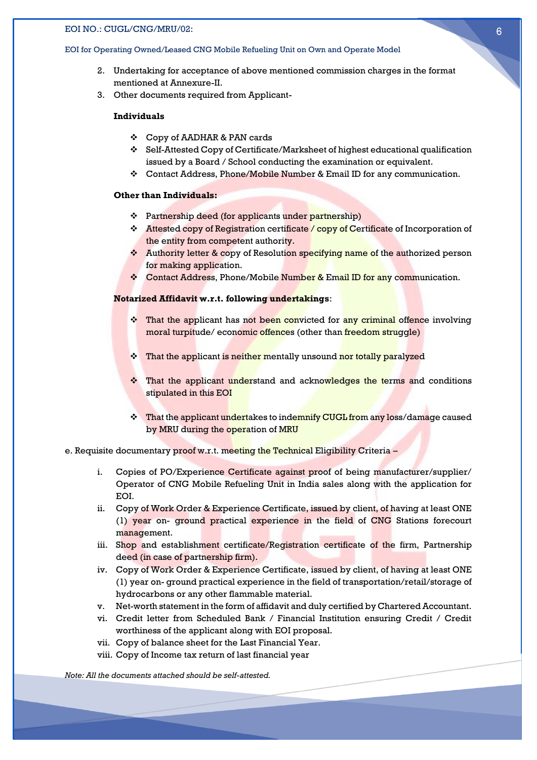2. Undertaking for acceptance of above mentioned commission charges in the format mentioned at Annexure-II.
3. Other documents required from Applicant-

**Individuals**

- ❖ Copy of AADHAR & PAN cards
- ❖ Self-Attested Copy of Certificate/Marksheet of highest educational qualification issued by a Board / School conducting the examination or equivalent.
- ❖ Contact Address, Phone/Mobile Number & Email ID for any communication.

**Other than Individuals:**

- ❖ Partnership deed (for applicants under partnership)
- ❖ Attested copy of Registration certificate / copy of Certificate of Incorporation of the entity from competent authority.
- ❖ Authority letter & copy of Resolution specifying name of the authorized person for making application.
- ❖ Contact Address, Phone/Mobile Number & Email ID for any communication.

**Notarized Affidavit w.r.t. following undertakings**:

- ❖ That the applicant has not been convicted for any criminal offence involving moral turpitude/ economic offences (other than freedom struggle)
- ❖ That the applicant is neither mentally unsound nor totally paralyzed
- ❖ That the applicant understand and acknowledges the terms and conditions stipulated in this EOI
- ❖ That the applicant undertakes to indemnify CUGL from any loss/damage caused by MRU during the operation of MRU

e. Requisite documentary proof w.r.t. meeting the Technical Eligibility Criteria –

i. Copies of PO/Experience Certificate against proof of being manufacturer/supplier/ Operator of CNG Mobile Refueling Unit in India sales along with the application for EOI.
ii. Copy of Work Order & Experience Certificate, issued by client, of having at least ONE (1) year on- ground practical experience in the field of CNG Stations forecourt management.
iii. Shop and establishment certificate/Registration certificate of the firm, Partnership deed (in case of partnership firm).
iv. Copy of Work Order & Experience Certificate, issued by client, of having at least ONE (1) year on- ground practical experience in the field of transportation/retail/storage of hydrocarbons or any other flammable material.
v. Net-worth statement in the form of affidavit and duly certified by Chartered Accountant.
vi. Credit letter from Scheduled Bank / Financial Institution ensuring Credit / Credit worthiness of the applicant along with EOI proposal.
vii. Copy of balance sheet for the Last Financial Year.
viii. Copy of Income tax return of last financial year

*Note: All the documents attached should be self-attested.*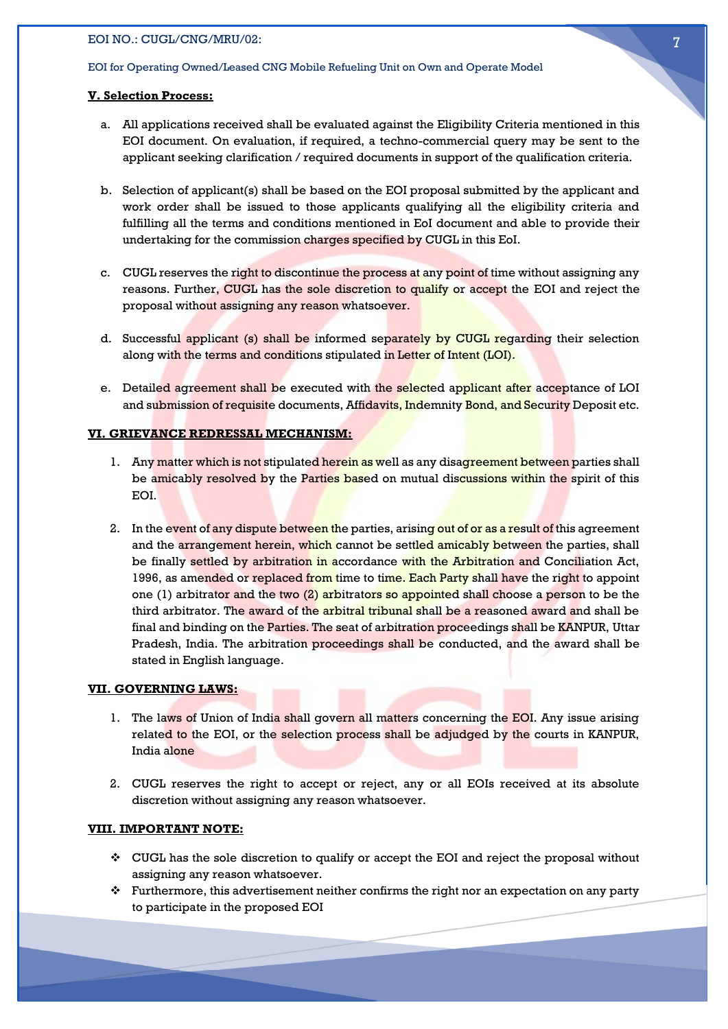**V. Selection Process:**

a. All applications received shall be evaluated against the Eligibility Criteria mentioned in this EOI document. On evaluation, if required, a techno-commercial query may be sent to the applicant seeking clarification / required documents in support of the qualification criteria.

b. Selection of applicant(s) shall be based on the EOI proposal submitted by the applicant and work order shall be issued to those applicants qualifying all the eligibility criteria and fulfilling all the terms and conditions mentioned in EoI document and able to provide their undertaking for the commission charges specified by CUGL in this EoI.

c. CUGL reserves the right to discontinue the process at any point of time without assigning any reasons. Further, CUGL has the sole discretion to qualify or accept the EOI and reject the proposal without assigning any reason whatsoever.

d. Successful applicant (s) shall be informed separately by CUGL regarding their selection along with the terms and conditions stipulated in Letter of Intent (LOI).

e. Detailed agreement shall be executed with the selected applicant after acceptance of LOI and submission of requisite documents, Affidavits, Indemnity Bond, and Security Deposit etc.

**VI. GRIEVANCE REDRESSAL MECHANISM:**

1. Any matter which is not stipulated herein as well as any disagreement between parties shall be amicably resolved by the Parties based on mutual discussions within the spirit of this EOI.

2. In the event of any dispute between the parties, arising out of or as a result of this agreement and the arrangement herein, which cannot be settled amicably between the parties, shall be finally settled by arbitration in accordance with the Arbitration and Conciliation Act, 1996, as amended or replaced from time to time. Each Party shall have the right to appoint one (1) arbitrator and the two (2) arbitrators so appointed shall choose a person to be the third arbitrator. The award of the arbitral tribunal shall be a reasoned award and shall be final and binding on the Parties. The seat of arbitration proceedings shall be KANPUR, Uttar Pradesh, India. The arbitration proceedings shall be conducted, and the award shall be stated in English language.

**VII. GOVERNING LAWS:**

1. The laws of Union of India shall govern all matters concerning the EOI. Any issue arising related to the EOI, or the selection process shall be adjudged by the courts in KANPUR, India alone

2. CUGL reserves the right to accept or reject, any or all EOIs received at its absolute discretion without assigning any reason whatsoever.

**VIII. IMPORTANT NOTE:**

- CUGL has the sole discretion to qualify or accept the EOI and reject the proposal without assigning any reason whatsoever.
- Furthermore, this advertisement neither confirms the right nor an expectation on any party to participate in the proposed EOI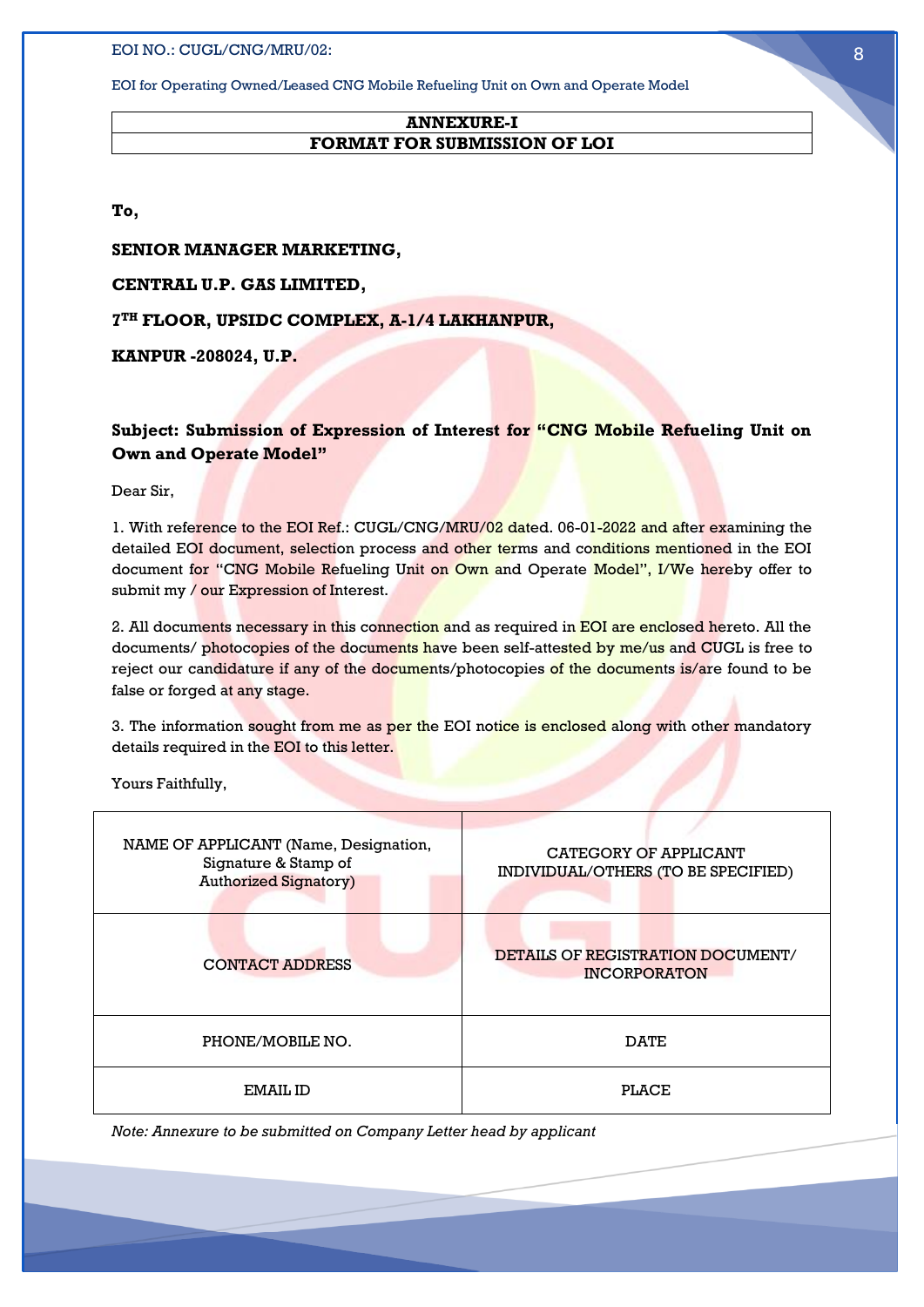## ANNEXURE-I
## FORMAT FOR SUBMISSION OF LOI

**To,**

**SENIOR MANAGER MARKETING,**

**CENTRAL U.P. GAS LIMITED,**

**7TH FLOOR, UPSIDC COMPLEX, A-1/4 LAKHANPUR,**

**KANPUR -208024, U.P.**

**Subject: Submission of Expression of Interest for "CNG Mobile Refueling Unit on Own and Operate Model"**

Dear Sir,

1. With reference to the EOI Ref.: CUGL/CNG/MRU/02 dated. 06-01-2022 and after examining the detailed EOI document, selection process and other terms and conditions mentioned in the EOI document for "CNG Mobile Refueling Unit on Own and Operate Model", I/We hereby offer to submit my / our Expression of Interest.

2. All documents necessary in this connection and as required in EOI are enclosed hereto. All the documents/ photocopies of the documents have been self-attested by me/us and CUGL is free to reject our candidature if any of the documents/photocopies of the documents is/are found to be false or forged at any stage.

3. The information sought from me as per the EOI notice is enclosed along with other mandatory details required in the EOI to this letter.

Yours Faithfully,

| NAME OF APPLICANT (Name, Designation, Signature & Stamp of Authorized Signatory) | CATEGORY OF APPLICANT INDIVIDUAL/OTHERS (TO BE SPECIFIED) |
|---|---|
| CONTACT ADDRESS | DETAILS OF REGISTRATION DOCUMENT/ INCORPORATON |
| PHONE/MOBILE NO. | DATE |
| EMAIL ID | PLACE |

*Note: Annexure to be submitted on Company Letter head by applicant*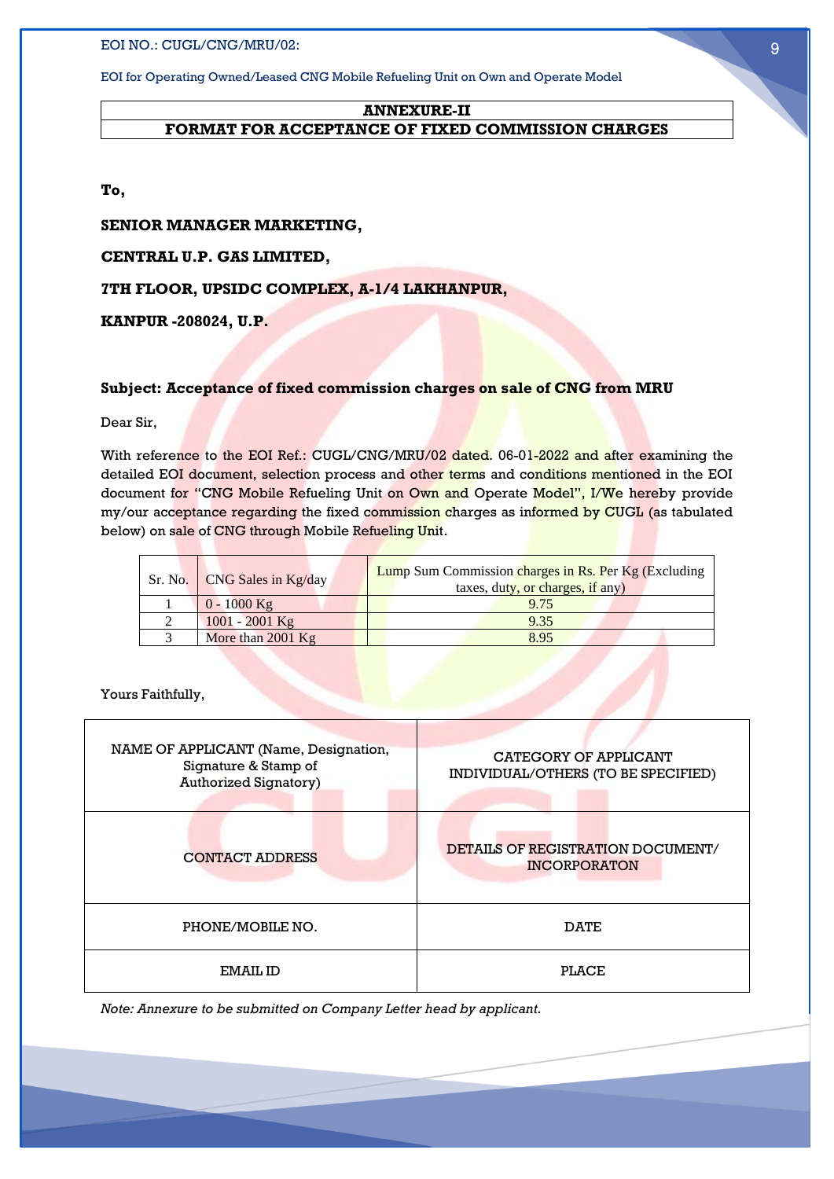## ANNEXURE-II
## FORMAT FOR ACCEPTANCE OF FIXED COMMISSION CHARGES

**To,**

**SENIOR MANAGER MARKETING,**

**CENTRAL U.P. GAS LIMITED,**

**7TH FLOOR, UPSIDC COMPLEX, A-1/4 LAKHANPUR,**

**KANPUR -208024, U.P.**

**Subject: Acceptance of fixed commission charges on sale of CNG from MRU**

Dear Sir,

With reference to the EOI Ref.: CUGL/CNG/MRU/02 dated. 06-01-2022 and after examining the detailed EOI document, selection process and other terms and conditions mentioned in the EOI document for "CNG Mobile Refueling Unit on Own and Operate Model", I/We hereby provide my/our acceptance regarding the fixed commission charges as informed by CUGL (as tabulated below) on sale of CNG through Mobile Refueling Unit.

| Sr. No. | CNG Sales in Kg/day | Lump Sum Commission charges in Rs. Per Kg (Excluding taxes, duty, or charges, if any) |
|---|---|---|
| 1 | 0 - 1000 Kg | 9.75 |
| 2 | 1001 - 2001 Kg | 9.35 |
| 3 | More than 2001 Kg | 8.95 |

Yours Faithfully,

| | |
|---|---|
| NAME OF APPLICANT (Name, Designation, Signature & Stamp of Authorized Signatory) | CATEGORY OF APPLICANT INDIVIDUAL/OTHERS (TO BE SPECIFIED) |
| CONTACT ADDRESS | DETAILS OF REGISTRATION DOCUMENT/ INCORPORATON |
| PHONE/MOBILE NO. | DATE |
| EMAIL ID | PLACE |

*Note: Annexure to be submitted on Company Letter head by applicant.*